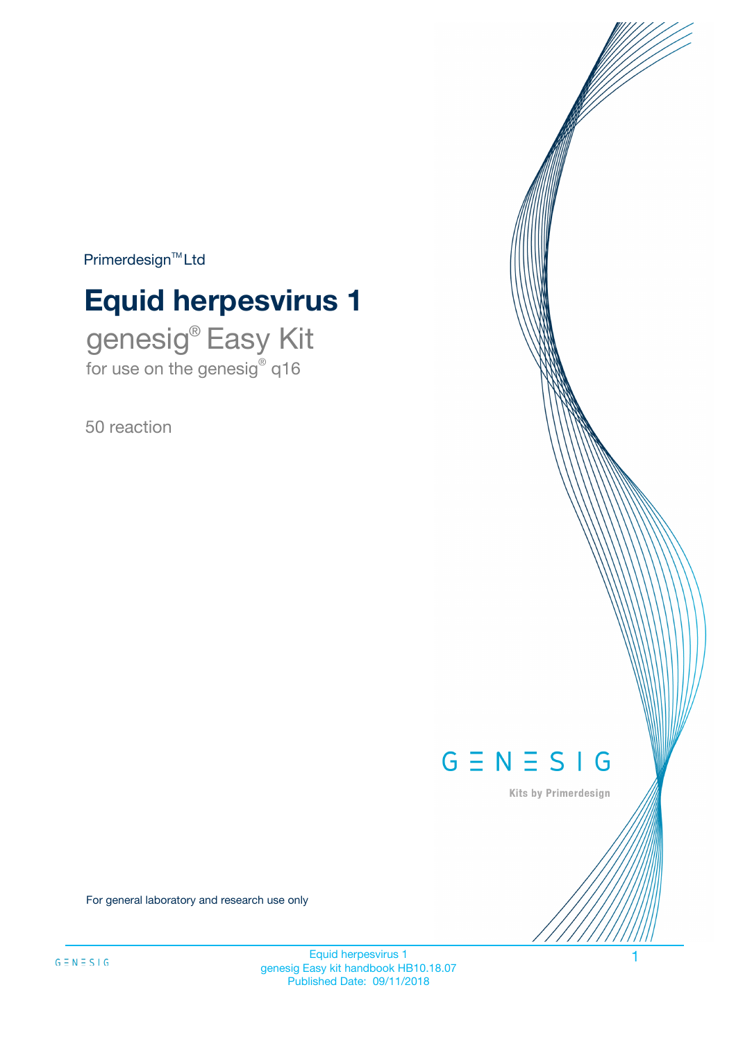Primerdesign™ Ltd

# Equid herpesvirus 1

genesig® Easy Kit
for use on the genesig® q16

50 reaction

GENESIG

Kits by Primerdesign

For general laboratory and research use only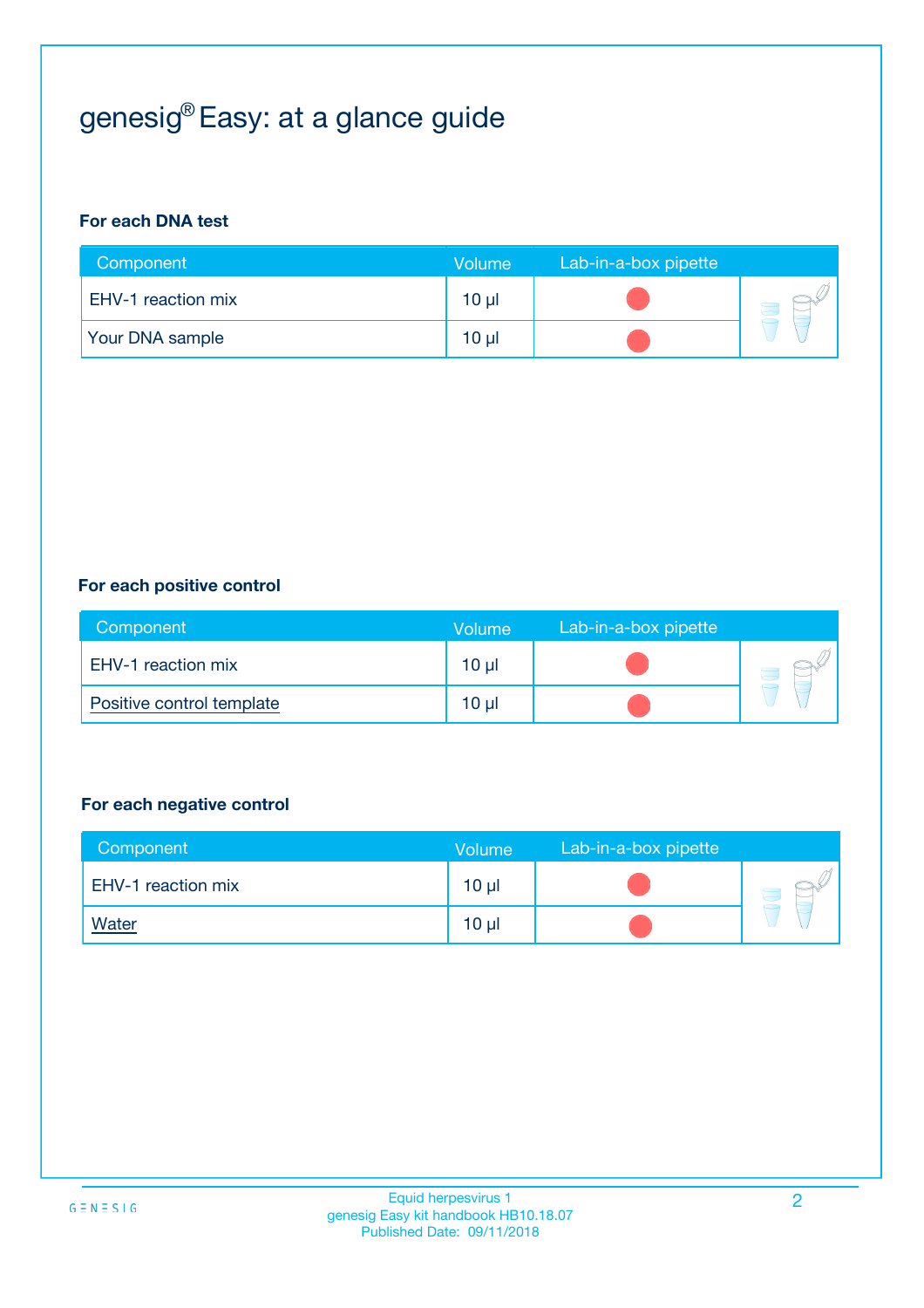# genesig® Easy: at a glance guide

### For each DNA test

| Component | Volume | Lab-in-a-box pipette |
| --- | --- | --- |
| EHV-1 reaction mix | 10 µl | |
| Your DNA sample | 10 µl | |

### For each positive control

| Component | Volume | Lab-in-a-box pipette |
| --- | --- | --- |
| EHV-1 reaction mix | 10 µl | |
| Positive control template | 10 µl | |

### For each negative control

| Component | Volume | Lab-in-a-box pipette |
| --- | --- | --- |
| EHV-1 reaction mix | 10 µl | |
| Water | 10 µl | |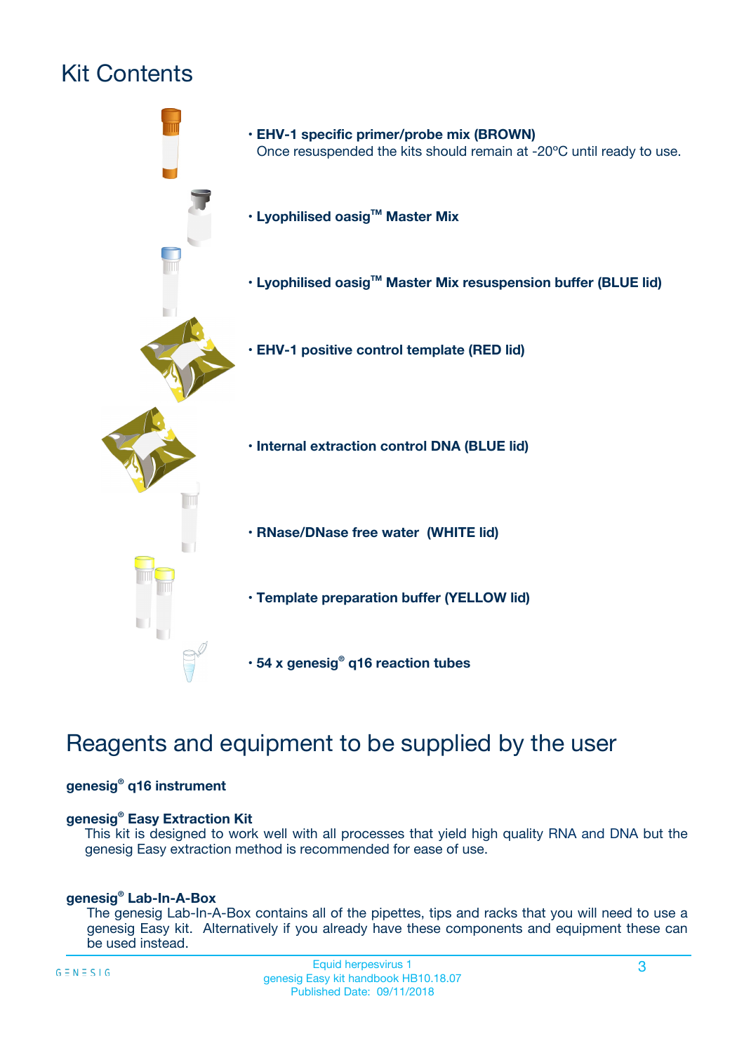# Kit Contents

- **EHV-1 specific primer/probe mix (BROWN)**
  Once resuspended the kits should remain at -20ºC until ready to use.
- **Lyophilised oasig™ Master Mix**
- **Lyophilised oasig™ Master Mix resuspension buffer (BLUE lid)**
- **EHV-1 positive control template (RED lid)**
- **Internal extraction control DNA (BLUE lid)**
- **RNase/DNase free water (WHITE lid)**
- **Template preparation buffer (YELLOW lid)**
- **54 x genesig® q16 reaction tubes**

# Reagents and equipment to be supplied by the user

**genesig® q16 instrument**

**genesig® Easy Extraction Kit**

This kit is designed to work well with all processes that yield high quality RNA and DNA but the genesig Easy extraction method is recommended for ease of use.

**genesig® Lab-In-A-Box**

The genesig Lab-In-A-Box contains all of the pipettes, tips and racks that you will need to use a genesig Easy kit. Alternatively if you already have these components and equipment these can be used instead.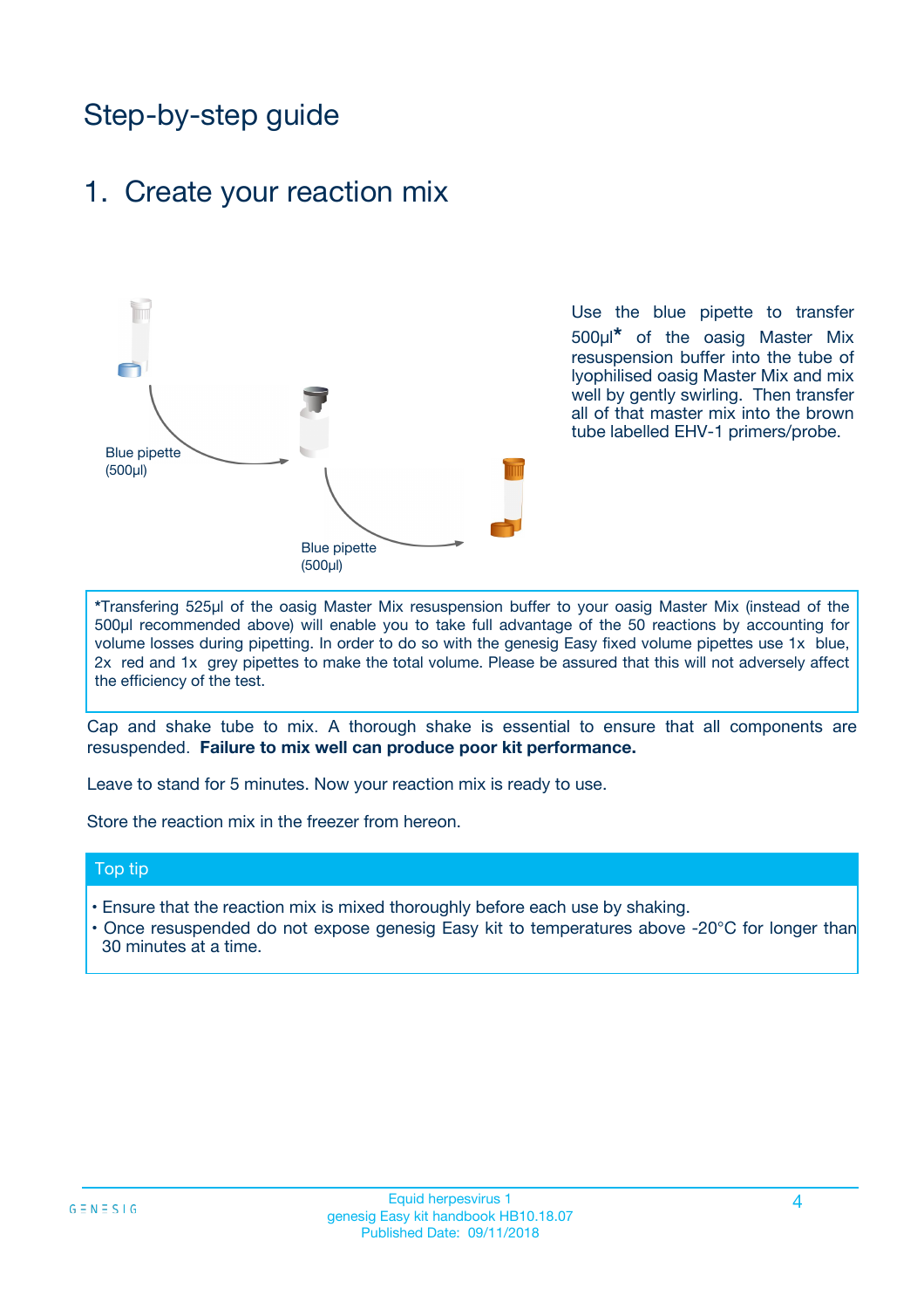# Step-by-step guide

## 1. Create your reaction mix

Blue pipette (500µl)

Blue pipette (500µl)

Use the blue pipette to transfer 500µl* of the oasig Master Mix resuspension buffer into the tube of lyophilised oasig Master Mix and mix well by gently swirling. Then transfer all of that master mix into the brown tube labelled EHV-1 primers/probe.

*Transfering 525µl of the oasig Master Mix resuspension buffer to your oasig Master Mix (instead of the 500µl recommended above) will enable you to take full advantage of the 50 reactions by accounting for volume losses during pipetting. In order to do so with the genesig Easy fixed volume pipettes use 1x blue, 2x red and 1x grey pipettes to make the total volume. Please be assured that this will not adversely affect the efficiency of the test.

Cap and shake tube to mix. A thorough shake is essential to ensure that all components are resuspended. **Failure to mix well can produce poor kit performance.**

Leave to stand for 5 minutes. Now your reaction mix is ready to use.

Store the reaction mix in the freezer from hereon.

### Top tip

- Ensure that the reaction mix is mixed thoroughly before each use by shaking.
- Once resuspended do not expose genesig Easy kit to temperatures above -20°C for longer than 30 minutes at a time.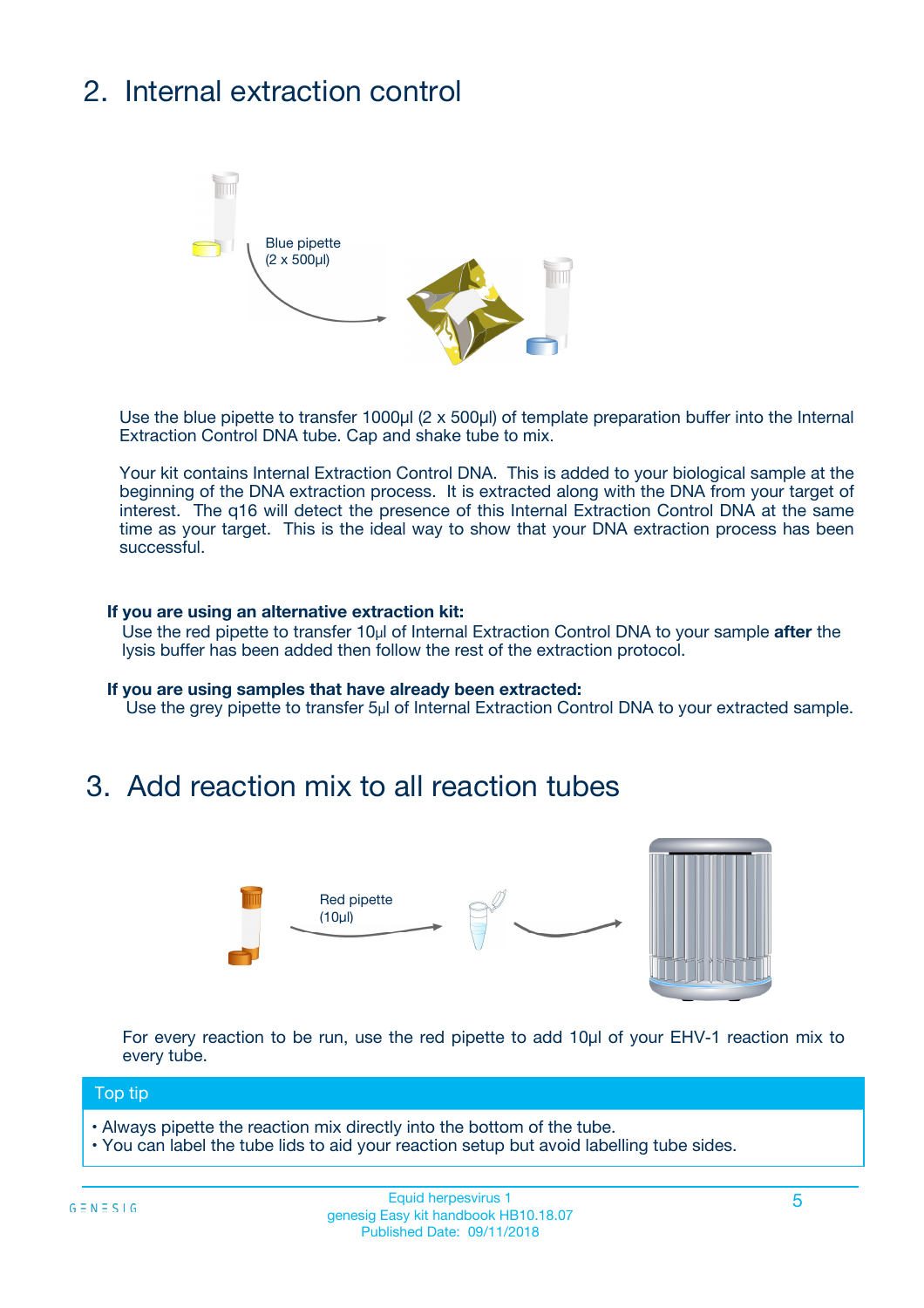## 2. Internal extraction control

Blue pipette
(2 x 500µl)

Use the blue pipette to transfer 1000µl (2 x 500µl) of template preparation buffer into the Internal Extraction Control DNA tube. Cap and shake tube to mix.

Your kit contains Internal Extraction Control DNA. This is added to your biological sample at the beginning of the DNA extraction process. It is extracted along with the DNA from your target of interest. The q16 will detect the presence of this Internal Extraction Control DNA at the same time as your target. This is the ideal way to show that your DNA extraction process has been successful.

**If you are using an alternative extraction kit:**
Use the red pipette to transfer 10µl of Internal Extraction Control DNA to your sample **after** the lysis buffer has been added then follow the rest of the extraction protocol.

**If you are using samples that have already been extracted:**
Use the grey pipette to transfer 5µl of Internal Extraction Control DNA to your extracted sample.

## 3. Add reaction mix to all reaction tubes

Red pipette
(10µl)

For every reaction to be run, use the red pipette to add 10µl of your EHV-1 reaction mix to every tube.

**Top tip**

- Always pipette the reaction mix directly into the bottom of the tube.
- You can label the tube lids to aid your reaction setup but avoid labelling tube sides.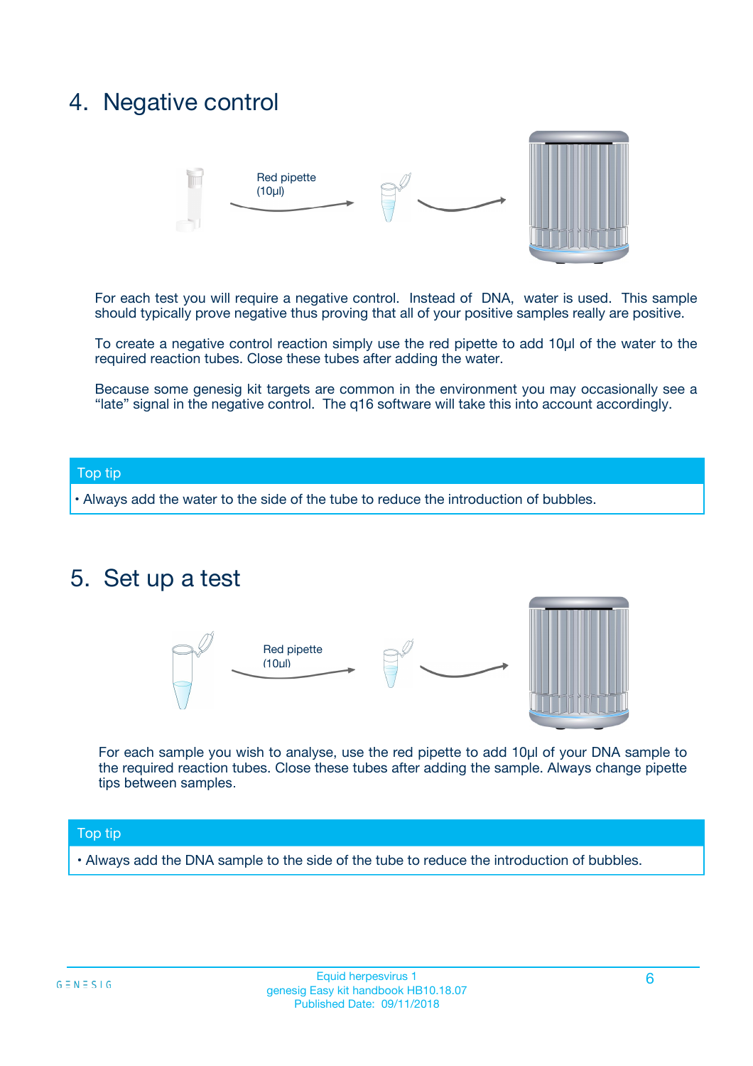## 4. Negative control

Red pipette (10µl)

For each test you will require a negative control. Instead of DNA, water is used. This sample should typically prove negative thus proving that all of your positive samples really are positive.

To create a negative control reaction simply use the red pipette to add 10µl of the water to the required reaction tubes. Close these tubes after adding the water.

Because some genesig kit targets are common in the environment you may occasionally see a "late" signal in the negative control. The q16 software will take this into account accordingly.

**Top tip**

- Always add the water to the side of the tube to reduce the introduction of bubbles.

## 5. Set up a test

Red pipette (10µl)

For each sample you wish to analyse, use the red pipette to add 10µl of your DNA sample to the required reaction tubes. Close these tubes after adding the sample. Always change pipette tips between samples.

**Top tip**

- Always add the DNA sample to the side of the tube to reduce the introduction of bubbles.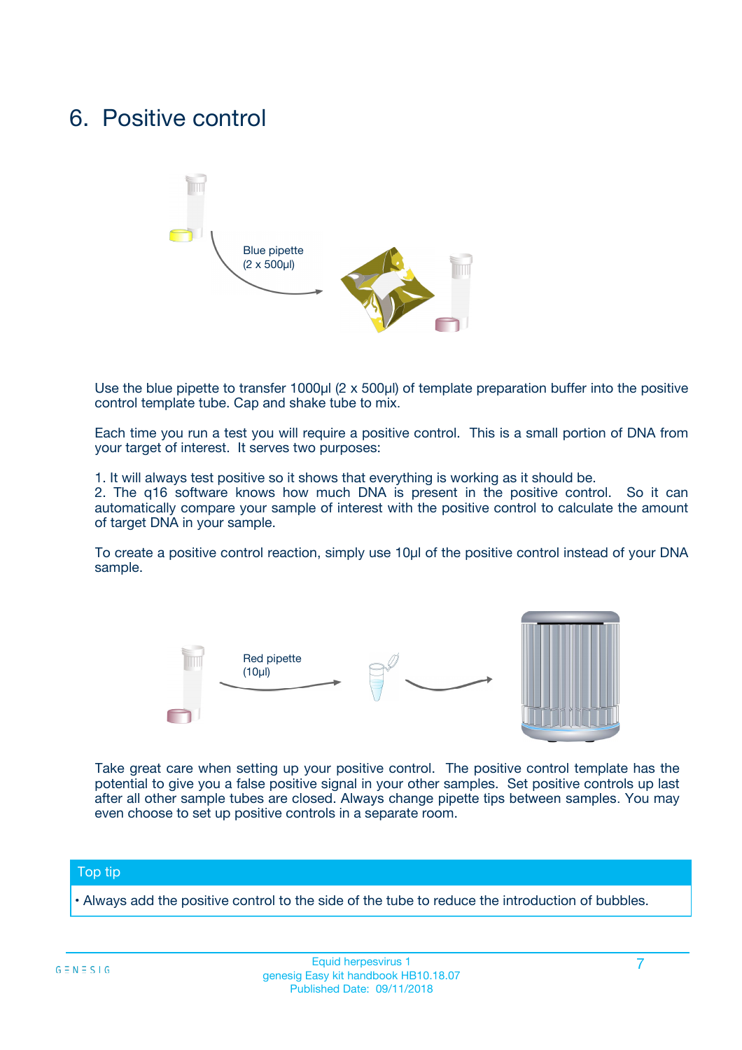# 6. Positive control

Blue pipette (2 x 500µl)

Use the blue pipette to transfer 1000µl (2 x 500µl) of template preparation buffer into the positive control template tube. Cap and shake tube to mix.

Each time you run a test you will require a positive control. This is a small portion of DNA from your target of interest. It serves two purposes:

1. It will always test positive so it shows that everything is working as it should be.
2. The q16 software knows how much DNA is present in the positive control. So it can automatically compare your sample of interest with the positive control to calculate the amount of target DNA in your sample.

To create a positive control reaction, simply use 10µl of the positive control instead of your DNA sample.

Red pipette (10µl)

Take great care when setting up your positive control. The positive control template has the potential to give you a false positive signal in your other samples. Set positive controls up last after all other sample tubes are closed. Always change pipette tips between samples. You may even choose to set up positive controls in a separate room.

**Top tip**

- Always add the positive control to the side of the tube to reduce the introduction of bubbles.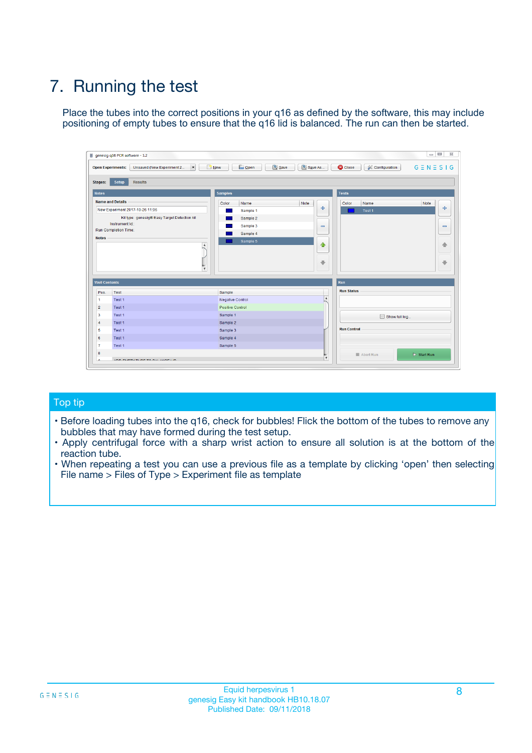# 7. Running the test

Place the tubes into the correct positions in your q16 as defined by the software, this may include positioning of empty tubes to ensure that the q16 lid is balanced. The run can then be started.

## Top tip

- Before loading tubes into the q16, check for bubbles! Flick the bottom of the tubes to remove any bubbles that may have formed during the test setup.
- Apply centrifugal force with a sharp wrist action to ensure all solution is at the bottom of the reaction tube.
- When repeating a test you can use a previous file as a template by clicking 'open' then selecting File name > Files of Type > Experiment file as template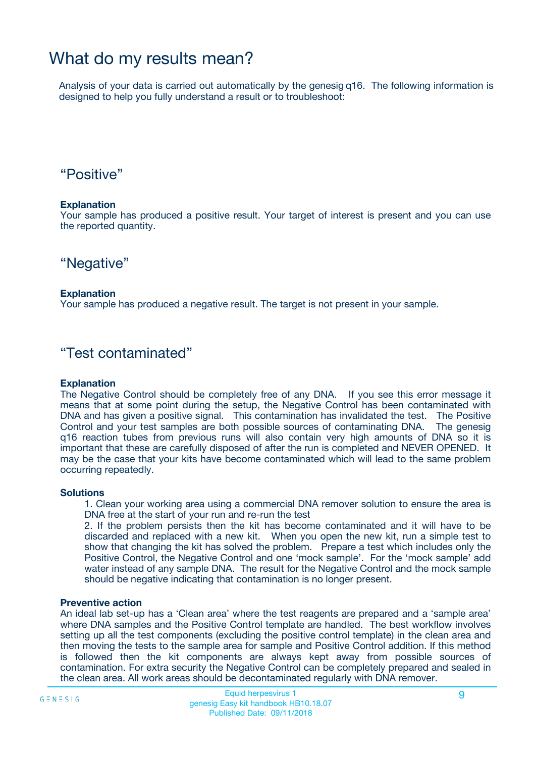# What do my results mean?

Analysis of your data is carried out automatically by the genesig q16. The following information is designed to help you fully understand a result or to troubleshoot:

## “Positive”

**Explanation**
Your sample has produced a positive result. Your target of interest is present and you can use the reported quantity.

## “Negative”

**Explanation**
Your sample has produced a negative result. The target is not present in your sample.

## “Test contaminated”

**Explanation**
The Negative Control should be completely free of any DNA. If you see this error message it means that at some point during the setup, the Negative Control has been contaminated with DNA and has given a positive signal. This contamination has invalidated the test. The Positive Control and your test samples are both possible sources of contaminating DNA. The genesig q16 reaction tubes from previous runs will also contain very high amounts of DNA so it is important that these are carefully disposed of after the run is completed and NEVER OPENED. It may be the case that your kits have become contaminated which will lead to the same problem occurring repeatedly.

**Solutions**

1. Clean your working area using a commercial DNA remover solution to ensure the area is DNA free at the start of your run and re-run the test
2. If the problem persists then the kit has become contaminated and it will have to be discarded and replaced with a new kit. When you open the new kit, run a simple test to show that changing the kit has solved the problem. Prepare a test which includes only the Positive Control, the Negative Control and one ‘mock sample’. For the ‘mock sample’ add water instead of any sample DNA. The result for the Negative Control and the mock sample should be negative indicating that contamination is no longer present.

**Preventive action**
An ideal lab set-up has a ‘Clean area’ where the test reagents are prepared and a ‘sample area’ where DNA samples and the Positive Control template are handled. The best workflow involves setting up all the test components (excluding the positive control template) in the clean area and then moving the tests to the sample area for sample and Positive Control addition. If this method is followed then the kit components are always kept away from possible sources of contamination. For extra security the Negative Control can be completely prepared and sealed in the clean area. All work areas should be decontaminated regularly with DNA remover.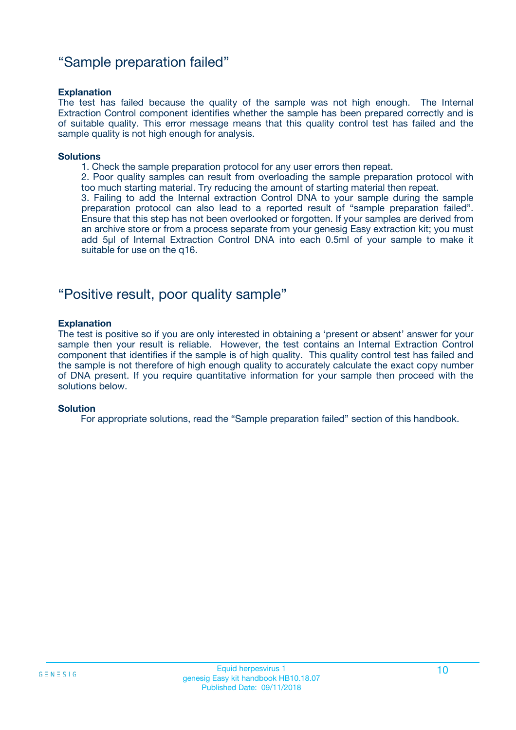## "Sample preparation failed"

**Explanation**

The test has failed because the quality of the sample was not high enough. The Internal Extraction Control component identifies whether the sample has been prepared correctly and is of suitable quality. This error message means that this quality control test has failed and the sample quality is not high enough for analysis.

**Solutions**

1. Check the sample preparation protocol for any user errors then repeat.
2. Poor quality samples can result from overloading the sample preparation protocol with too much starting material. Try reducing the amount of starting material then repeat.
3. Failing to add the Internal extraction Control DNA to your sample during the sample preparation protocol can also lead to a reported result of "sample preparation failed". Ensure that this step has not been overlooked or forgotten. If your samples are derived from an archive store or from a process separate from your genesig Easy extraction kit; you must add 5µl of Internal Extraction Control DNA into each 0.5ml of your sample to make it suitable for use on the q16.

## "Positive result, poor quality sample"

**Explanation**

The test is positive so if you are only interested in obtaining a 'present or absent' answer for your sample then your result is reliable. However, the test contains an Internal Extraction Control component that identifies if the sample is of high quality. This quality control test has failed and the sample is not therefore of high enough quality to accurately calculate the exact copy number of DNA present. If you require quantitative information for your sample then proceed with the solutions below.

**Solution**

For appropriate solutions, read the "Sample preparation failed" section of this handbook.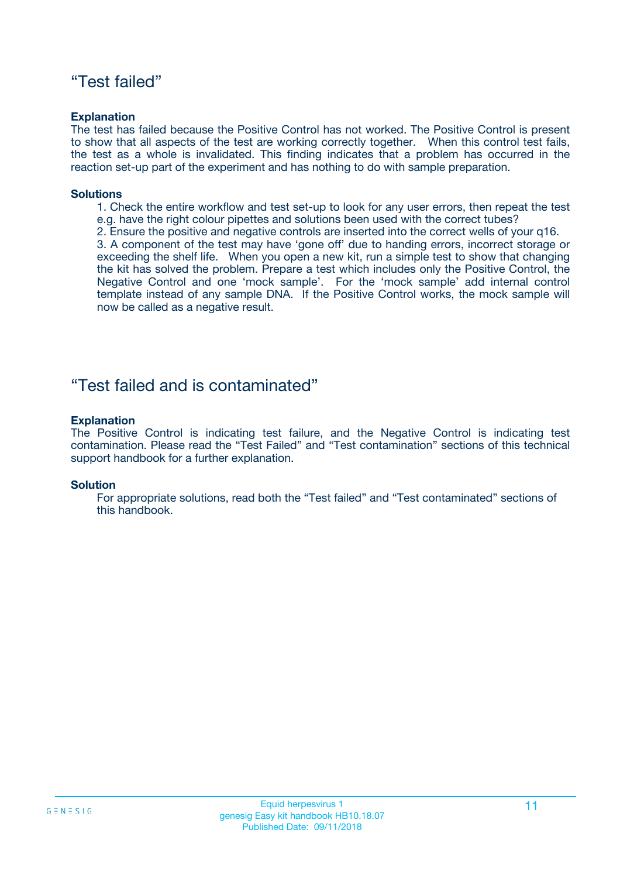## “Test failed”

**Explanation**

The test has failed because the Positive Control has not worked. The Positive Control is present to show that all aspects of the test are working correctly together. When this control test fails, the test as a whole is invalidated. This finding indicates that a problem has occurred in the reaction set-up part of the experiment and has nothing to do with sample preparation.

**Solutions**

1. Check the entire workflow and test set-up to look for any user errors, then repeat the test e.g. have the right colour pipettes and solutions been used with the correct tubes?
2. Ensure the positive and negative controls are inserted into the correct wells of your q16.
3. A component of the test may have ‘gone off’ due to handing errors, incorrect storage or exceeding the shelf life. When you open a new kit, run a simple test to show that changing the kit has solved the problem. Prepare a test which includes only the Positive Control, the Negative Control and one ‘mock sample’. For the ‘mock sample’ add internal control template instead of any sample DNA. If the Positive Control works, the mock sample will now be called as a negative result.

## “Test failed and is contaminated”

**Explanation**

The Positive Control is indicating test failure, and the Negative Control is indicating test contamination. Please read the “Test Failed” and “Test contamination” sections of this technical support handbook for a further explanation.

**Solution**

For appropriate solutions, read both the “Test failed” and “Test contaminated” sections of this handbook.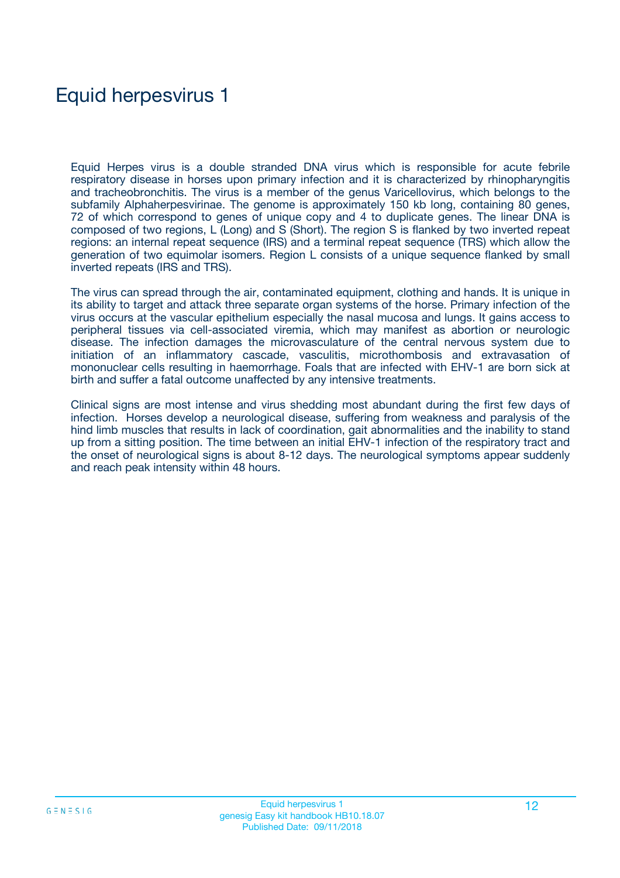# Equid herpesvirus 1

Equid Herpes virus is a double stranded DNA virus which is responsible for acute febrile respiratory disease in horses upon primary infection and it is characterized by rhinopharyngitis and tracheobronchitis. The virus is a member of the genus Varicellovirus, which belongs to the subfamily Alphaherpesvirinae. The genome is approximately 150 kb long, containing 80 genes, 72 of which correspond to genes of unique copy and 4 to duplicate genes. The linear DNA is composed of two regions, L (Long) and S (Short). The region S is flanked by two inverted repeat regions: an internal repeat sequence (IRS) and a terminal repeat sequence (TRS) which allow the generation of two equimolar isomers. Region L consists of a unique sequence flanked by small inverted repeats (IRS and TRS).

The virus can spread through the air, contaminated equipment, clothing and hands. It is unique in its ability to target and attack three separate organ systems of the horse. Primary infection of the virus occurs at the vascular epithelium especially the nasal mucosa and lungs. It gains access to peripheral tissues via cell-associated viremia, which may manifest as abortion or neurologic disease. The infection damages the microvasculature of the central nervous system due to initiation of an inflammatory cascade, vasculitis, microthombosis and extravasation of mononuclear cells resulting in haemorrhage. Foals that are infected with EHV-1 are born sick at birth and suffer a fatal outcome unaffected by any intensive treatments.

Clinical signs are most intense and virus shedding most abundant during the first few days of infection. Horses develop a neurological disease, suffering from weakness and paralysis of the hind limb muscles that results in lack of coordination, gait abnormalities and the inability to stand up from a sitting position. The time between an initial EHV-1 infection of the respiratory tract and the onset of neurological signs is about 8-12 days. The neurological symptoms appear suddenly and reach peak intensity within 48 hours.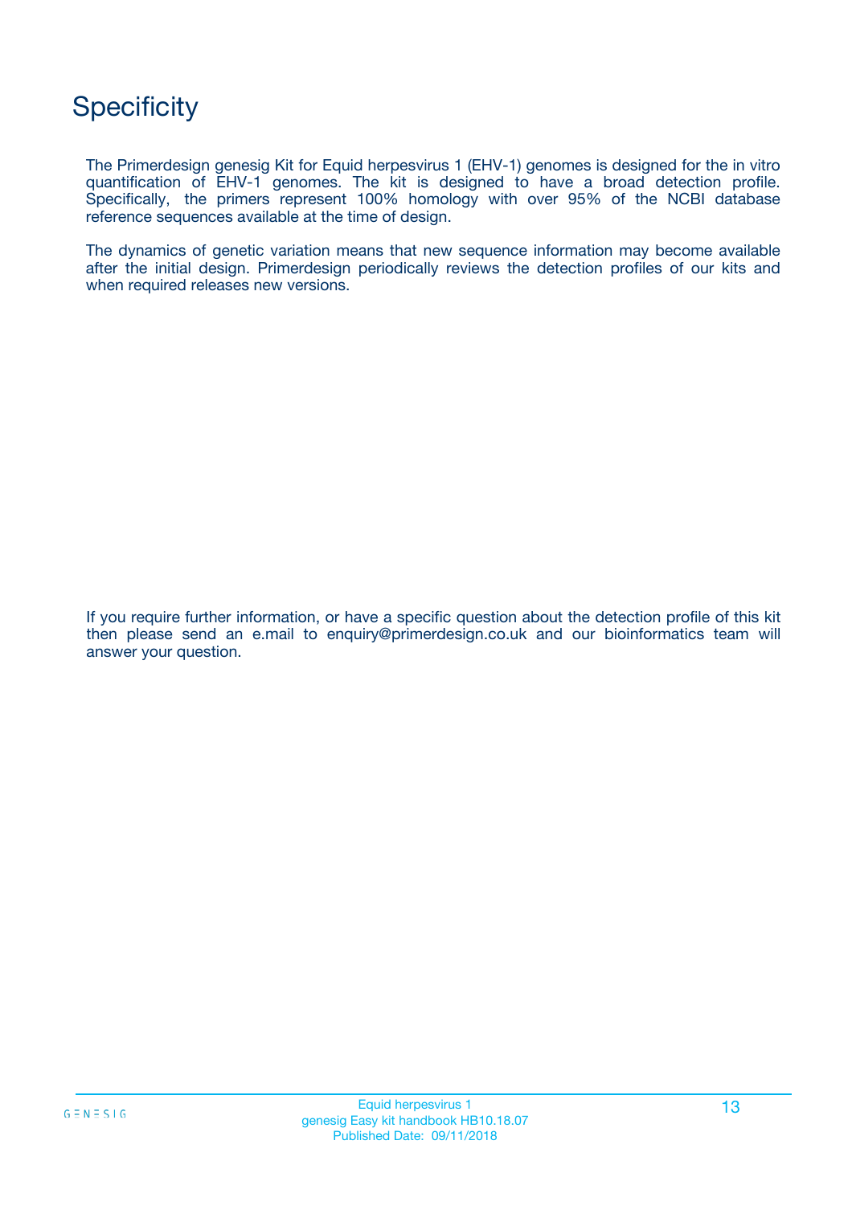# Specificity

The Primerdesign genesig Kit for Equid herpesvirus 1 (EHV-1) genomes is designed for the in vitro quantification of EHV-1 genomes. The kit is designed to have a broad detection profile. Specifically, the primers represent 100% homology with over 95% of the NCBI database reference sequences available at the time of design.

The dynamics of genetic variation means that new sequence information may become available after the initial design. Primerdesign periodically reviews the detection profiles of our kits and when required releases new versions.

If you require further information, or have a specific question about the detection profile of this kit then please send an e.mail to enquiry@primerdesign.co.uk and our bioinformatics team will answer your question.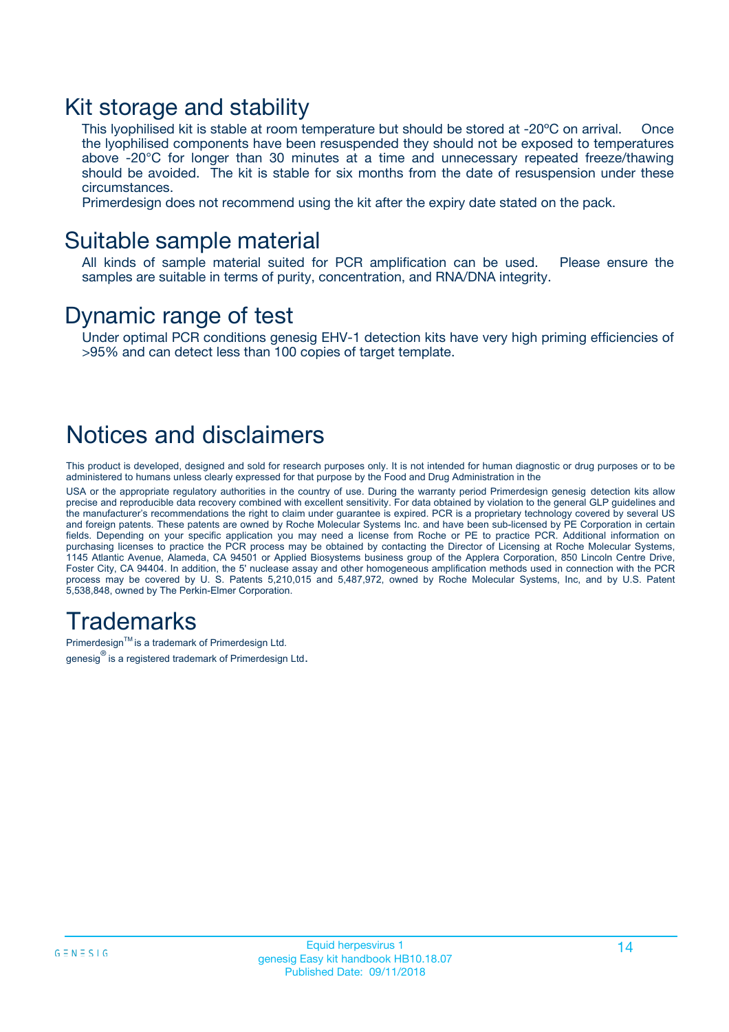## Kit storage and stability

This lyophilised kit is stable at room temperature but should be stored at -20ºC on arrival. Once the lyophilised components have been resuspended they should not be exposed to temperatures above -20°C for longer than 30 minutes at a time and unnecessary repeated freeze/thawing should be avoided. The kit is stable for six months from the date of resuspension under these circumstances.

Primerdesign does not recommend using the kit after the expiry date stated on the pack.

## Suitable sample material

All kinds of sample material suited for PCR amplification can be used. Please ensure the samples are suitable in terms of purity, concentration, and RNA/DNA integrity.

## Dynamic range of test

Under optimal PCR conditions genesig EHV-1 detection kits have very high priming efficiencies of >95% and can detect less than 100 copies of target template.

## Notices and disclaimers

This product is developed, designed and sold for research purposes only. It is not intended for human diagnostic or drug purposes or to be administered to humans unless clearly expressed for that purpose by the Food and Drug Administration in the

USA or the appropriate regulatory authorities in the country of use. During the warranty period Primerdesign genesig detection kits allow precise and reproducible data recovery combined with excellent sensitivity. For data obtained by violation to the general GLP guidelines and the manufacturer's recommendations the right to claim under guarantee is expired. PCR is a proprietary technology covered by several US and foreign patents. These patents are owned by Roche Molecular Systems Inc. and have been sub-licensed by PE Corporation in certain fields. Depending on your specific application you may need a license from Roche or PE to practice PCR. Additional information on purchasing licenses to practice the PCR process may be obtained by contacting the Director of Licensing at Roche Molecular Systems, 1145 Atlantic Avenue, Alameda, CA 94501 or Applied Biosystems business group of the Applera Corporation, 850 Lincoln Centre Drive, Foster City, CA 94404. In addition, the 5' nuclease assay and other homogeneous amplification methods used in connection with the PCR process may be covered by U. S. Patents 5,210,015 and 5,487,972, owned by Roche Molecular Systems, Inc, and by U.S. Patent 5,538,848, owned by The Perkin-Elmer Corporation.

## Trademarks

Primerdesign™ is a trademark of Primerdesign Ltd.

genesig® is a registered trademark of Primerdesign Ltd.